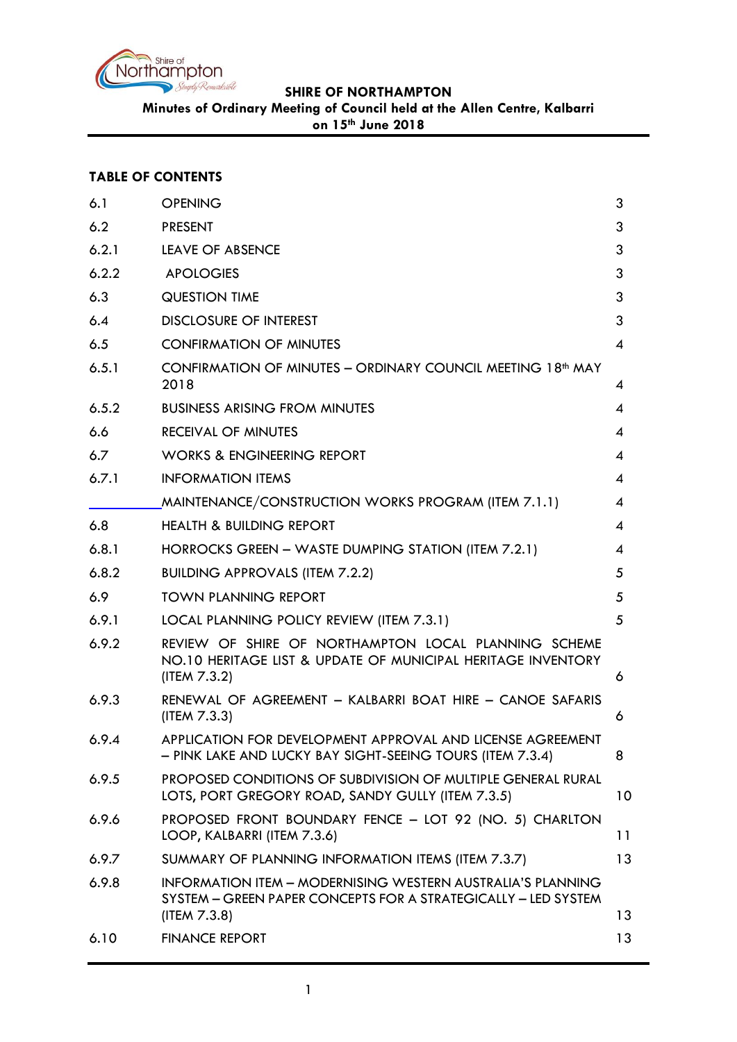**SHIRE OF NORTHAMPTON**

**Minutes of Ordinary Meeting of Council held at the Allen Centre, Kalbarri on 15th June 2018**

## TABLE OF CONTENTS

| | | |
|---|---|---|
| 6.1 | OPENING | 3 |
| 6.2 | PRESENT | 3 |
| 6.2.1 | LEAVE OF ABSENCE | 3 |
| 6.2.2 | APOLOGIES | 3 |
| 6.3 | QUESTION TIME | 3 |
| 6.4 | DISCLOSURE OF INTEREST | 3 |
| 6.5 | CONFIRMATION OF MINUTES | 4 |
| 6.5.1 | CONFIRMATION OF MINUTES – ORDINARY COUNCIL MEETING 18th MAY 2018 | 4 |
| 6.5.2 | BUSINESS ARISING FROM MINUTES | 4 |
| 6.6 | RECEIVAL OF MINUTES | 4 |
| 6.7 | WORKS & ENGINEERING REPORT | 4 |
| 6.7.1 | INFORMATION ITEMS | 4 |
| | MAINTENANCE/CONSTRUCTION WORKS PROGRAM (ITEM 7.1.1) | 4 |
| 6.8 | HEALTH & BUILDING REPORT | 4 |
| 6.8.1 | HORROCKS GREEN – WASTE DUMPING STATION (ITEM 7.2.1) | 4 |
| 6.8.2 | BUILDING APPROVALS (ITEM 7.2.2) | 5 |
| 6.9 | TOWN PLANNING REPORT | 5 |
| 6.9.1 | LOCAL PLANNING POLICY REVIEW (ITEM 7.3.1) | 5 |
| 6.9.2 | REVIEW OF SHIRE OF NORTHAMPTON LOCAL PLANNING SCHEME NO.10 HERITAGE LIST & UPDATE OF MUNICIPAL HERITAGE INVENTORY (ITEM 7.3.2) | 6 |
| 6.9.3 | RENEWAL OF AGREEMENT – KALBARRI BOAT HIRE – CANOE SAFARIS (ITEM 7.3.3) | 6 |
| 6.9.4 | APPLICATION FOR DEVELOPMENT APPROVAL AND LICENSE AGREEMENT – PINK LAKE AND LUCKY BAY SIGHT-SEEING TOURS (ITEM 7.3.4) | 8 |
| 6.9.5 | PROPOSED CONDITIONS OF SUBDIVISION OF MULTIPLE GENERAL RURAL LOTS, PORT GREGORY ROAD, SANDY GULLY (ITEM 7.3.5) | 10 |
| 6.9.6 | PROPOSED FRONT BOUNDARY FENCE – LOT 92 (NO. 5) CHARLTON LOOP, KALBARRI (ITEM 7.3.6) | 11 |
| 6.9.7 | SUMMARY OF PLANNING INFORMATION ITEMS (ITEM 7.3.7) | 13 |
| 6.9.8 | INFORMATION ITEM – MODERNISING WESTERN AUSTRALIA'S PLANNING SYSTEM – GREEN PAPER CONCEPTS FOR A STRATEGICALLY – LED SYSTEM (ITEM 7.3.8) | 13 |
| 6.10 | FINANCE REPORT | 13 |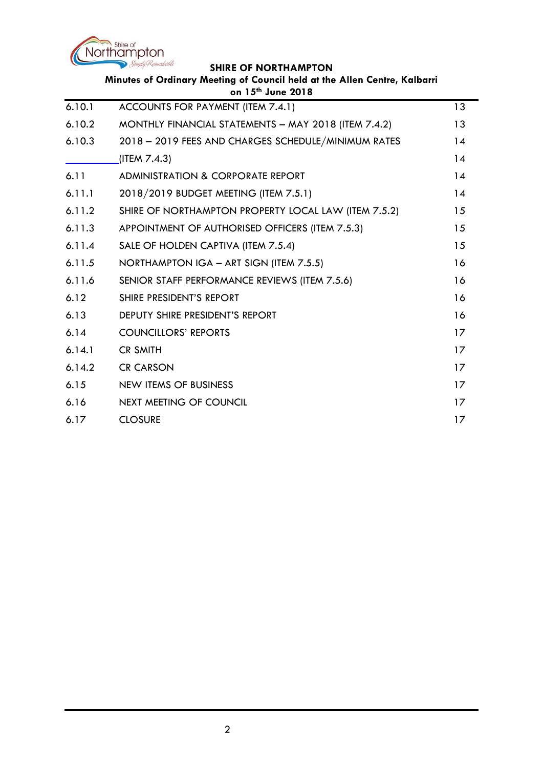| | | |
|---|---|---|
| 6.10.1 | ACCOUNTS FOR PAYMENT (ITEM 7.4.1) | 13 |
| 6.10.2 | MONTHLY FINANCIAL STATEMENTS – MAY 2018 (ITEM 7.4.2) | 13 |
| 6.10.3 | 2018 – 2019 FEES AND CHARGES SCHEDULE/MINIMUM RATES | 14 |
| | (ITEM 7.4.3) | 14 |
| 6.11 | ADMINISTRATION & CORPORATE REPORT | 14 |
| 6.11.1 | 2018/2019 BUDGET MEETING (ITEM 7.5.1) | 14 |
| 6.11.2 | SHIRE OF NORTHAMPTON PROPERTY LOCAL LAW (ITEM 7.5.2) | 15 |
| 6.11.3 | APPOINTMENT OF AUTHORISED OFFICERS (ITEM 7.5.3) | 15 |
| 6.11.4 | SALE OF HOLDEN CAPTIVA (ITEM 7.5.4) | 15 |
| 6.11.5 | NORTHAMPTON IGA – ART SIGN (ITEM 7.5.5) | 16 |
| 6.11.6 | SENIOR STAFF PERFORMANCE REVIEWS (ITEM 7.5.6) | 16 |
| 6.12 | SHIRE PRESIDENT'S REPORT | 16 |
| 6.13 | DEPUTY SHIRE PRESIDENT'S REPORT | 16 |
| 6.14 | COUNCILLORS' REPORTS | 17 |
| 6.14.1 | CR SMITH | 17 |
| 6.14.2 | CR CARSON | 17 |
| 6.15 | NEW ITEMS OF BUSINESS | 17 |
| 6.16 | NEXT MEETING OF COUNCIL | 17 |
| 6.17 | CLOSURE | 17 |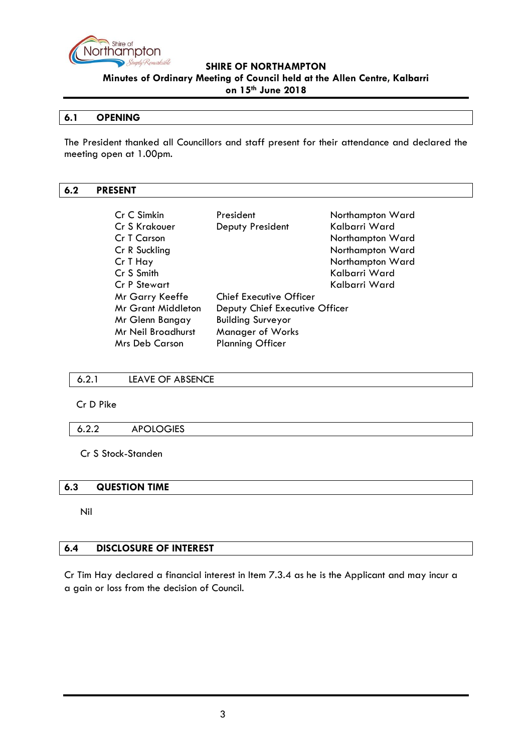## 6.1 OPENING

The President thanked all Councillors and staff present for their attendance and declared the meeting open at 1.00pm.

## 6.2 PRESENT

| | | |
|---|---|---|
| Cr C Simkin | President | Northampton Ward |
| Cr S Krakouer | Deputy President | Kalbarri Ward |
| Cr T Carson | | Northampton Ward |
| Cr R Suckling | | Northampton Ward |
| Cr T Hay | | Northampton Ward |
| Cr S Smith | | Kalbarri Ward |
| Cr P Stewart | | Kalbarri Ward |
| Mr Garry Keeffe | Chief Executive Officer | |
| Mr Grant Middleton | Deputy Chief Executive Officer | |
| Mr Glenn Bangay | Building Surveyor | |
| Mr Neil Broadhurst | Manager of Works | |
| Mrs Deb Carson | Planning Officer | |

### 6.2.1 LEAVE OF ABSENCE

Cr D Pike

### 6.2.2 APOLOGIES

Cr S Stock-Standen

## 6.3 QUESTION TIME

Nil

## 6.4 DISCLOSURE OF INTEREST

Cr Tim Hay declared a financial interest in Item 7.3.4 as he is the Applicant and may incur a a gain or loss from the decision of Council.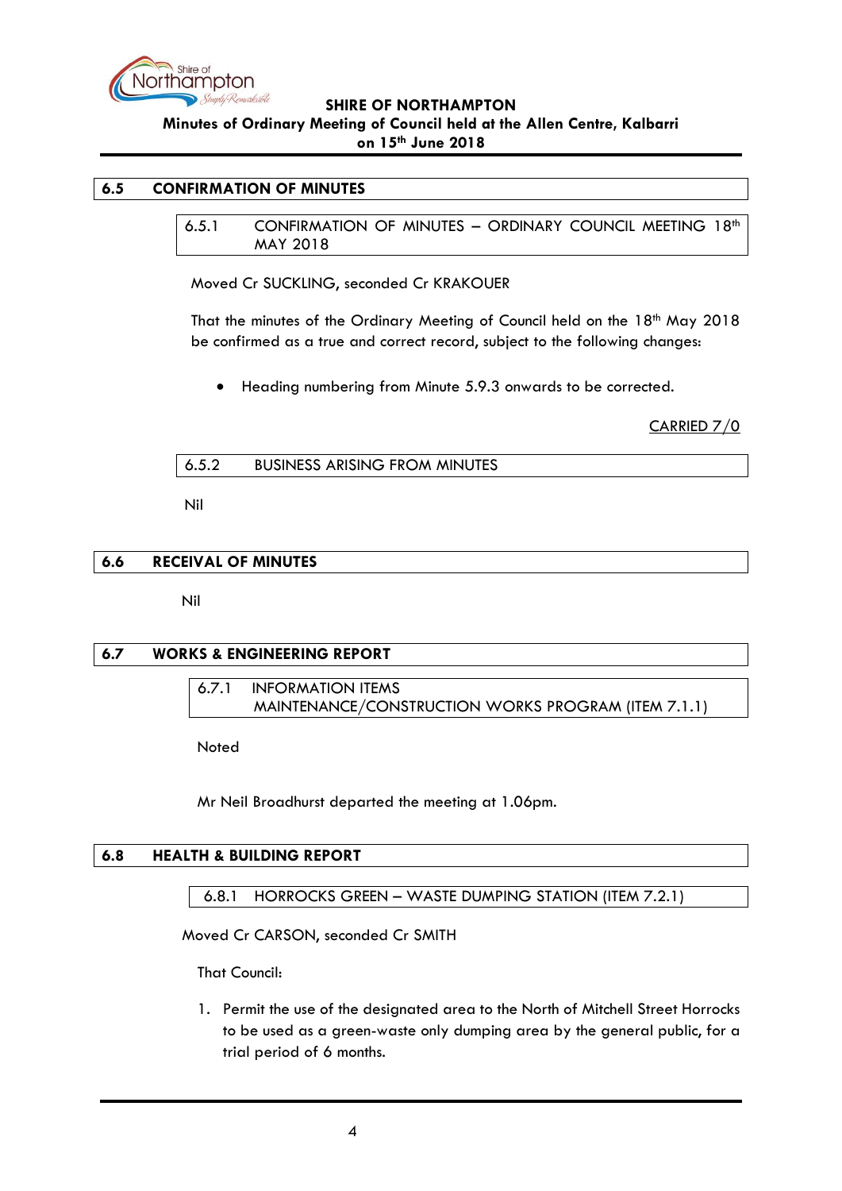## 6.5 CONFIRMATION OF MINUTES

### 6.5.1 CONFIRMATION OF MINUTES – ORDINARY COUNCIL MEETING 18th MAY 2018

Moved Cr SUCKLING, seconded Cr KRAKOUER

That the minutes of the Ordinary Meeting of Council held on the 18th May 2018 be confirmed as a true and correct record, subject to the following changes:

- Heading numbering from Minute 5.9.3 onwards to be corrected.

CARRIED 7/0

### 6.5.2 BUSINESS ARISING FROM MINUTES

Nil

## 6.6 RECEIVAL OF MINUTES

Nil

## 6.7 WORKS & ENGINEERING REPORT

### 6.7.1 INFORMATION ITEMS MAINTENANCE/CONSTRUCTION WORKS PROGRAM (ITEM 7.1.1)

Noted

Mr Neil Broadhurst departed the meeting at 1.06pm.

## 6.8 HEALTH & BUILDING REPORT

### 6.8.1 HORROCKS GREEN – WASTE DUMPING STATION (ITEM 7.2.1)

Moved Cr CARSON, seconded Cr SMITH

That Council:

1. Permit the use of the designated area to the North of Mitchell Street Horrocks to be used as a green-waste only dumping area by the general public, for a trial period of 6 months.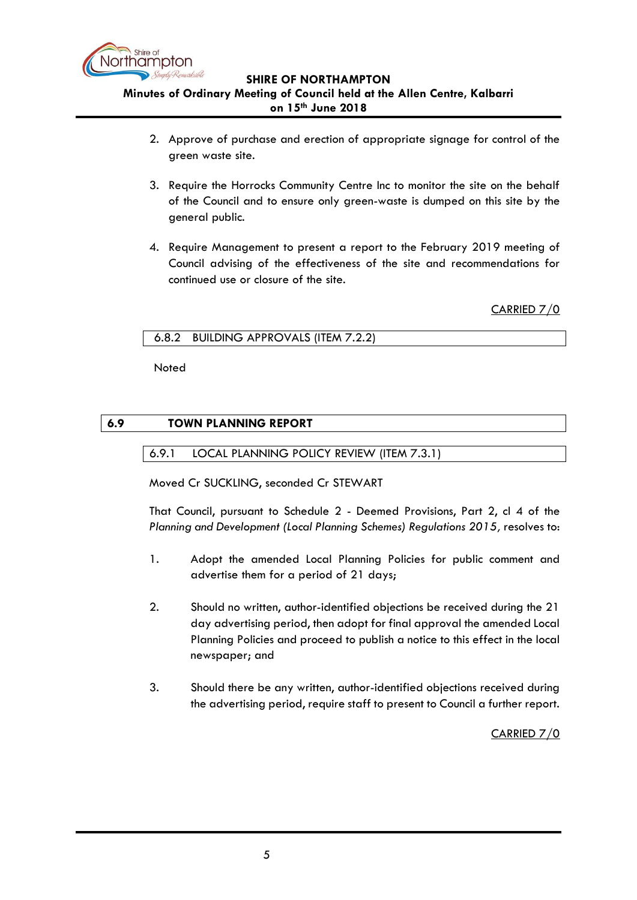2. Approve of purchase and erection of appropriate signage for control of the green waste site.

3. Require the Horrocks Community Centre Inc to monitor the site on the behalf of the Council and to ensure only green-waste is dumped on this site by the general public.

4. Require Management to present a report to the February 2019 meeting of Council advising of the effectiveness of the site and recommendations for continued use or closure of the site.

CARRIED 7/0

### 6.8.2 BUILDING APPROVALS (ITEM 7.2.2)

Noted

## 6.9 TOWN PLANNING REPORT

### 6.9.1 LOCAL PLANNING POLICY REVIEW (ITEM 7.3.1)

Moved Cr SUCKLING, seconded Cr STEWART

That Council, pursuant to Schedule 2 - Deemed Provisions, Part 2, cl 4 of the *Planning and Development (Local Planning Schemes) Regulations 2015,* resolves to:

1. Adopt the amended Local Planning Policies for public comment and advertise them for a period of 21 days;

2. Should no written, author-identified objections be received during the 21 day advertising period, then adopt for final approval the amended Local Planning Policies and proceed to publish a notice to this effect in the local newspaper; and

3. Should there be any written, author-identified objections received during the advertising period, require staff to present to Council a further report.

CARRIED 7/0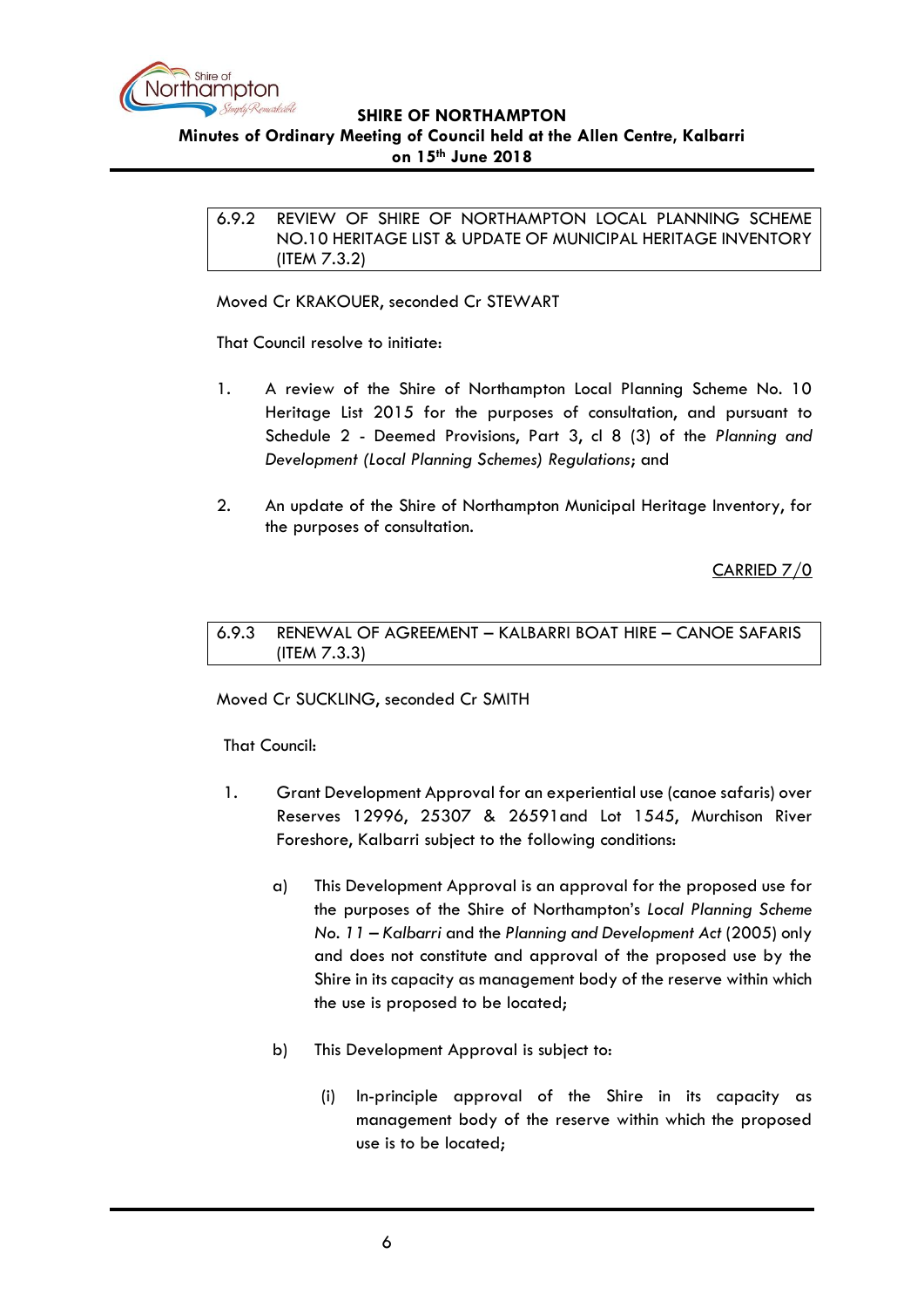### 6.9.2 REVIEW OF SHIRE OF NORTHAMPTON LOCAL PLANNING SCHEME NO.10 HERITAGE LIST & UPDATE OF MUNICIPAL HERITAGE INVENTORY (ITEM 7.3.2)

Moved Cr KRAKOUER, seconded Cr STEWART

That Council resolve to initiate:

1. A review of the Shire of Northampton Local Planning Scheme No. 10 Heritage List 2015 for the purposes of consultation, and pursuant to Schedule 2 - Deemed Provisions, Part 3, cl 8 (3) of the *Planning and Development (Local Planning Schemes) Regulations*; and

2. An update of the Shire of Northampton Municipal Heritage Inventory, for the purposes of consultation.

<u>CARRIED 7/0</u>

### 6.9.3 RENEWAL OF AGREEMENT – KALBARRI BOAT HIRE – CANOE SAFARIS (ITEM 7.3.3)

Moved Cr SUCKLING, seconded Cr SMITH

That Council:

1. Grant Development Approval for an experiential use (canoe safaris) over Reserves 12996, 25307 & 26591and Lot 1545, Murchison River Foreshore, Kalbarri subject to the following conditions:

   a) This Development Approval is an approval for the proposed use for the purposes of the Shire of Northampton's *Local Planning Scheme No. 11 – Kalbarri* and the *Planning and Development Act* (2005) only and does not constitute and approval of the proposed use by the Shire in its capacity as management body of the reserve within which the use is proposed to be located;

   b) This Development Approval is subject to:

      (i) In-principle approval of the Shire in its capacity as management body of the reserve within which the proposed use is to be located;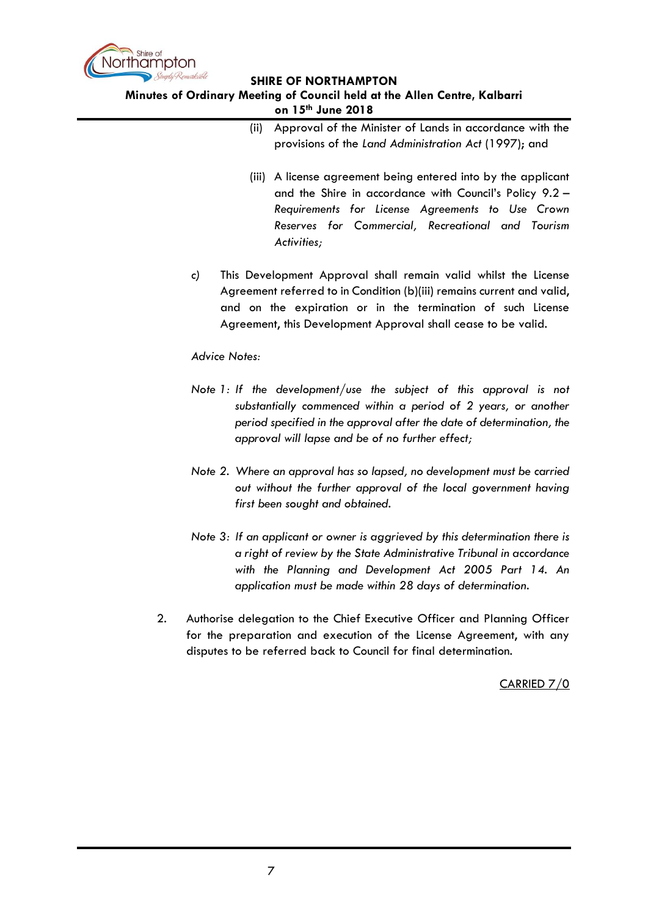(ii) Approval of the Minister of Lands in accordance with the provisions of the *Land Administration Act* (1997); and

(iii) A license agreement being entered into by the applicant and the Shire in accordance with Council's Policy 9.2 – *Requirements for License Agreements to Use Crown Reserves for Commercial, Recreational and Tourism Activities;*

c) This Development Approval shall remain valid whilst the License Agreement referred to in Condition (b)(iii) remains current and valid, and on the expiration or in the termination of such License Agreement, this Development Approval shall cease to be valid.

*Advice Notes:*

*Note 1: If the development/use the subject of this approval is not substantially commenced within a period of 2 years, or another period specified in the approval after the date of determination, the approval will lapse and be of no further effect;*

*Note 2. Where an approval has so lapsed, no development must be carried out without the further approval of the local government having first been sought and obtained.*

*Note 3: If an applicant or owner is aggrieved by this determination there is a right of review by the State Administrative Tribunal in accordance with the Planning and Development Act 2005 Part 14. An application must be made within 28 days of determination.*

2. Authorise delegation to the Chief Executive Officer and Planning Officer for the preparation and execution of the License Agreement, with any disputes to be referred back to Council for final determination.

CARRIED 7/0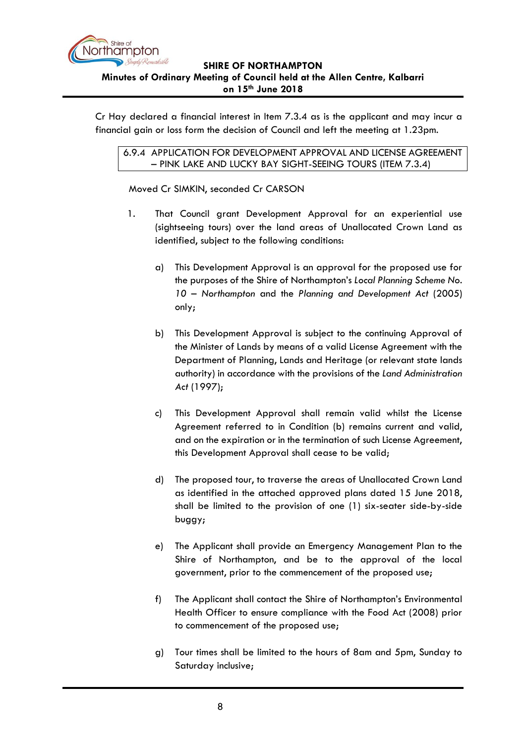Cr Hay declared a financial interest in Item 7.3.4 as is the applicant and may incur a financial gain or loss form the decision of Council and left the meeting at 1.23pm.

### 6.9.4 APPLICATION FOR DEVELOPMENT APPROVAL AND LICENSE AGREEMENT – PINK LAKE AND LUCKY BAY SIGHT-SEEING TOURS (ITEM 7.3.4)

Moved Cr SIMKIN, seconded Cr CARSON

1. That Council grant Development Approval for an experiential use (sightseeing tours) over the land areas of Unallocated Crown Land as identified, subject to the following conditions:

   a) This Development Approval is an approval for the proposed use for the purposes of the Shire of Northampton's *Local Planning Scheme No. 10 – Northampton* and the *Planning and Development Act* (2005) only;

   b) This Development Approval is subject to the continuing Approval of the Minister of Lands by means of a valid License Agreement with the Department of Planning, Lands and Heritage (or relevant state lands authority) in accordance with the provisions of the *Land Administration Act* (1997);

   c) This Development Approval shall remain valid whilst the License Agreement referred to in Condition (b) remains current and valid, and on the expiration or in the termination of such License Agreement, this Development Approval shall cease to be valid;

   d) The proposed tour, to traverse the areas of Unallocated Crown Land as identified in the attached approved plans dated 15 June 2018, shall be limited to the provision of one (1) six-seater side-by-side buggy;

   e) The Applicant shall provide an Emergency Management Plan to the Shire of Northampton, and be to the approval of the local government, prior to the commencement of the proposed use;

   f) The Applicant shall contact the Shire of Northampton's Environmental Health Officer to ensure compliance with the Food Act (2008) prior to commencement of the proposed use;

   g) Tour times shall be limited to the hours of 8am and 5pm, Sunday to Saturday inclusive;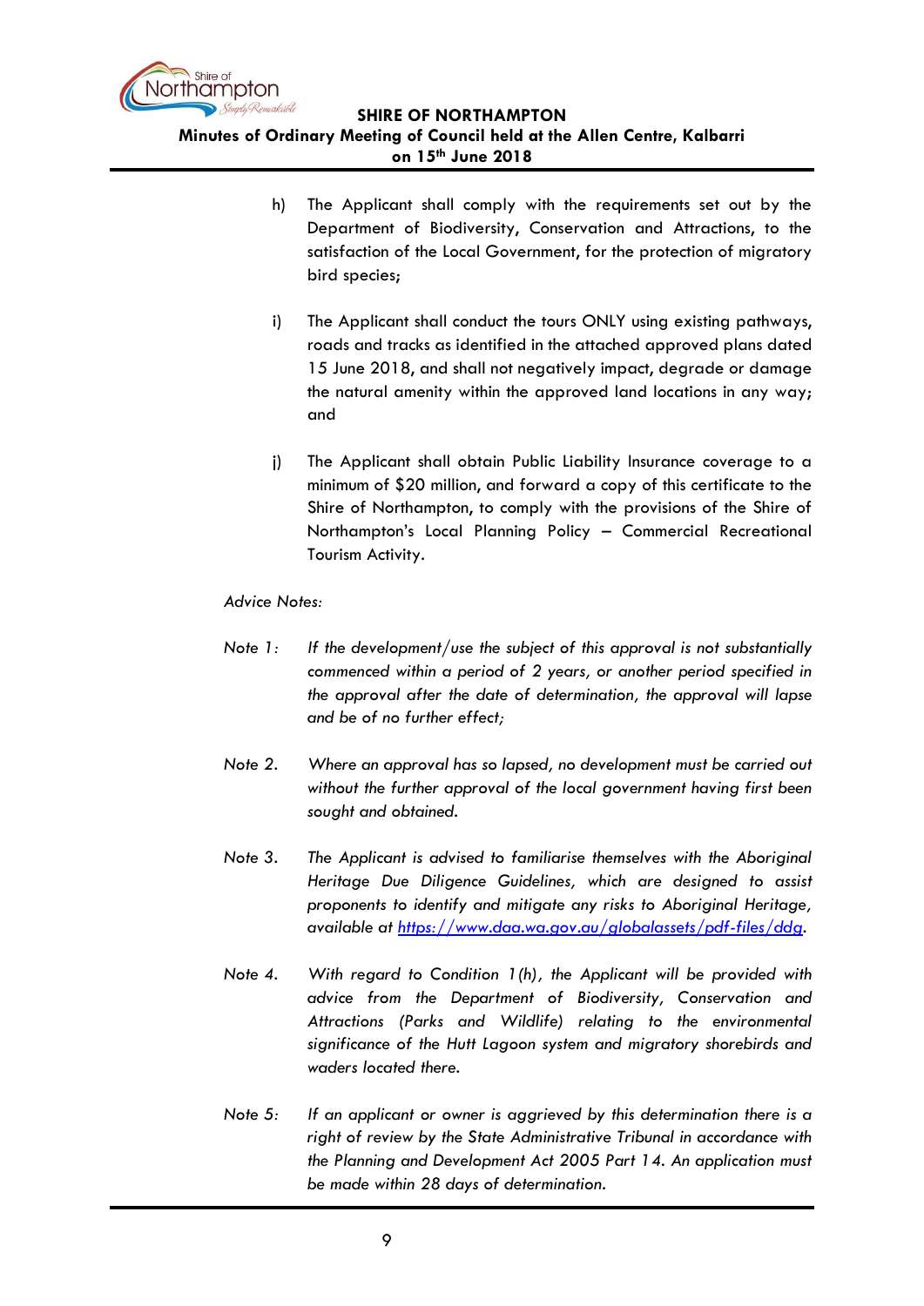h) The Applicant shall comply with the requirements set out by the Department of Biodiversity, Conservation and Attractions, to the satisfaction of the Local Government, for the protection of migratory bird species;

i) The Applicant shall conduct the tours ONLY using existing pathways, roads and tracks as identified in the attached approved plans dated 15 June 2018, and shall not negatively impact, degrade or damage the natural amenity within the approved land locations in any way; and

j) The Applicant shall obtain Public Liability Insurance coverage to a minimum of $20 million, and forward a copy of this certificate to the Shire of Northampton, to comply with the provisions of the Shire of Northampton's Local Planning Policy – Commercial Recreational Tourism Activity.

*Advice Notes:*

*Note 1:* *If the development/use the subject of this approval is not substantially commenced within a period of 2 years, or another period specified in the approval after the date of determination, the approval will lapse and be of no further effect;*

*Note 2.* *Where an approval has so lapsed, no development must be carried out without the further approval of the local government having first been sought and obtained.*

*Note 3.* *The Applicant is advised to familiarise themselves with the Aboriginal Heritage Due Diligence Guidelines, which are designed to assist proponents to identify and mitigate any risks to Aboriginal Heritage, available at [https://www.daa.wa.gov.au/globalassets/pdf-files/ddg](https://www.daa.wa.gov.au/globalassets/pdf-files/ddg).*

*Note 4.* *With regard to Condition 1(h), the Applicant will be provided with advice from the Department of Biodiversity, Conservation and Attractions (Parks and Wildlife) relating to the environmental significance of the Hutt Lagoon system and migratory shorebirds and waders located there.*

*Note 5:* *If an applicant or owner is aggrieved by this determination there is a right of review by the State Administrative Tribunal in accordance with the Planning and Development Act 2005 Part 14. An application must be made within 28 days of determination.*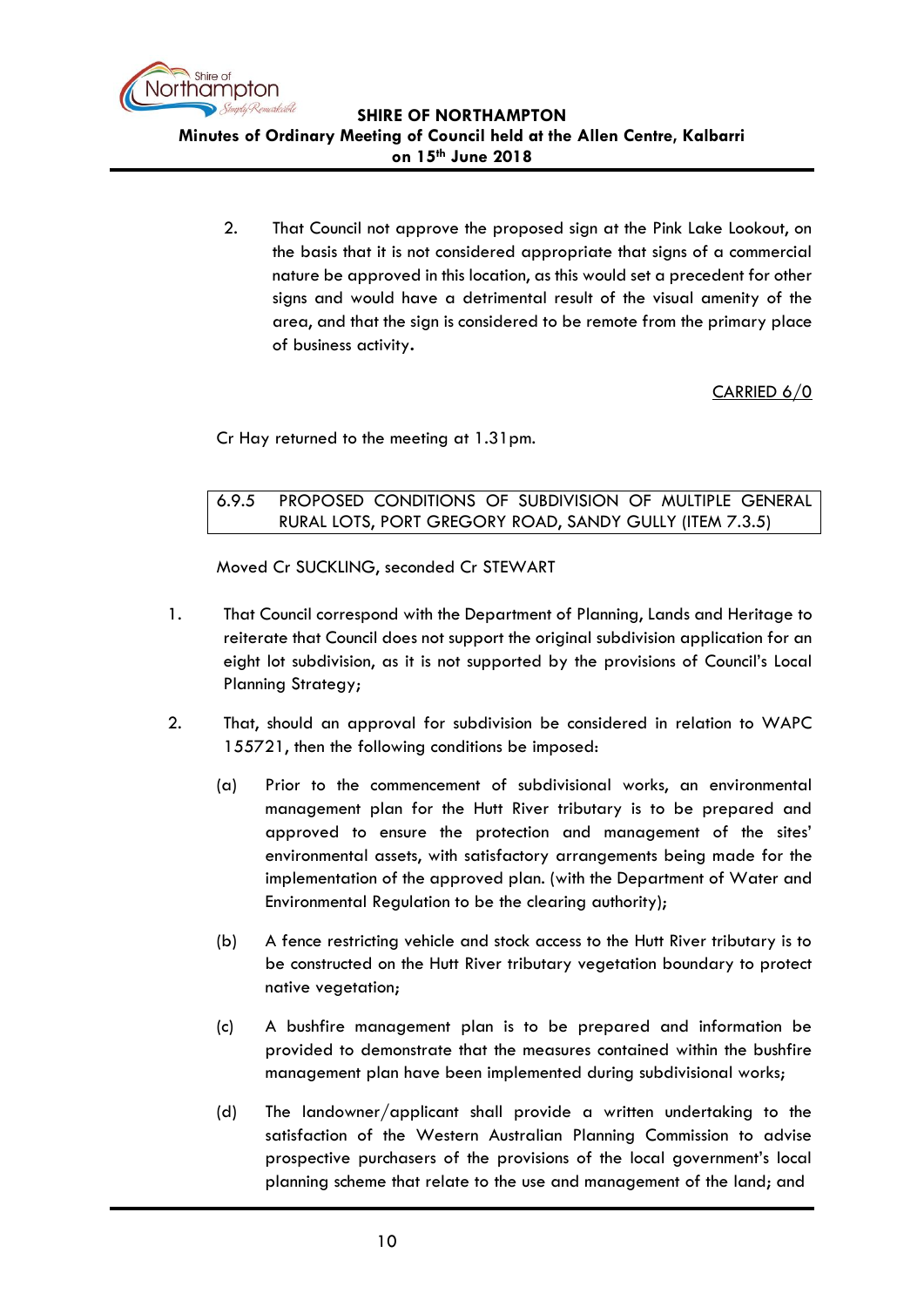2. That Council not approve the proposed sign at the Pink Lake Lookout, on the basis that it is not considered appropriate that signs of a commercial nature be approved in this location, as this would set a precedent for other signs and would have a detrimental result of the visual amenity of the area, and that the sign is considered to be remote from the primary place of business activity.

<u>CARRIED 6/0</u>

Cr Hay returned to the meeting at 1.31pm.

### 6.9.5 PROPOSED CONDITIONS OF SUBDIVISION OF MULTIPLE GENERAL RURAL LOTS, PORT GREGORY ROAD, SANDY GULLY (ITEM 7.3.5)

Moved Cr SUCKLING, seconded Cr STEWART

1. That Council correspond with the Department of Planning, Lands and Heritage to reiterate that Council does not support the original subdivision application for an eight lot subdivision, as it is not supported by the provisions of Council's Local Planning Strategy;

2. That, should an approval for subdivision be considered in relation to WAPC 155721, then the following conditions be imposed:

   (a) Prior to the commencement of subdivisional works, an environmental management plan for the Hutt River tributary is to be prepared and approved to ensure the protection and management of the sites' environmental assets, with satisfactory arrangements being made for the implementation of the approved plan. (with the Department of Water and Environmental Regulation to be the clearing authority);

   (b) A fence restricting vehicle and stock access to the Hutt River tributary is to be constructed on the Hutt River tributary vegetation boundary to protect native vegetation;

   (c) A bushfire management plan is to be prepared and information be provided to demonstrate that the measures contained within the bushfire management plan have been implemented during subdivisional works;

   (d) The landowner/applicant shall provide a written undertaking to the satisfaction of the Western Australian Planning Commission to advise prospective purchasers of the provisions of the local government's local planning scheme that relate to the use and management of the land; and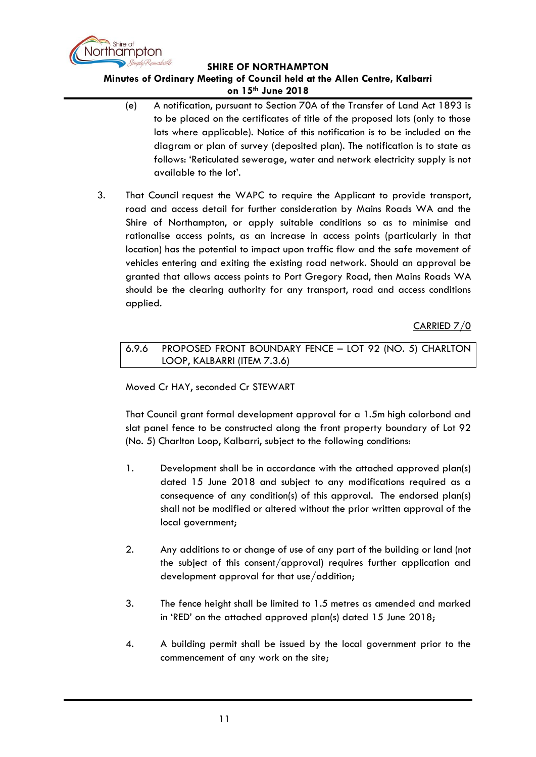(e) A notification, pursuant to Section 70A of the Transfer of Land Act 1893 is to be placed on the certificates of title of the proposed lots (only to those lots where applicable). Notice of this notification is to be included on the diagram or plan of survey (deposited plan). The notification is to state as follows: 'Reticulated sewerage, water and network electricity supply is not available to the lot'.

3. That Council request the WAPC to require the Applicant to provide transport, road and access detail for further consideration by Mains Roads WA and the Shire of Northampton, or apply suitable conditions so as to minimise and rationalise access points, as an increase in access points (particularly in that location) has the potential to impact upon traffic flow and the safe movement of vehicles entering and exiting the existing road network. Should an approval be granted that allows access points to Port Gregory Road, then Mains Roads WA should be the clearing authority for any transport, road and access conditions applied.

CARRIED 7/0

### 6.9.6 PROPOSED FRONT BOUNDARY FENCE – LOT 92 (NO. 5) CHARLTON LOOP, KALBARRI (ITEM 7.3.6)

Moved Cr HAY, seconded Cr STEWART

That Council grant formal development approval for a 1.5m high colorbond and slat panel fence to be constructed along the front property boundary of Lot 92 (No. 5) Charlton Loop, Kalbarri, subject to the following conditions:

1. Development shall be in accordance with the attached approved plan(s) dated 15 June 2018 and subject to any modifications required as a consequence of any condition(s) of this approval. The endorsed plan(s) shall not be modified or altered without the prior written approval of the local government;

2. Any additions to or change of use of any part of the building or land (not the subject of this consent/approval) requires further application and development approval for that use/addition;

3. The fence height shall be limited to 1.5 metres as amended and marked in 'RED' on the attached approved plan(s) dated 15 June 2018;

4. A building permit shall be issued by the local government prior to the commencement of any work on the site;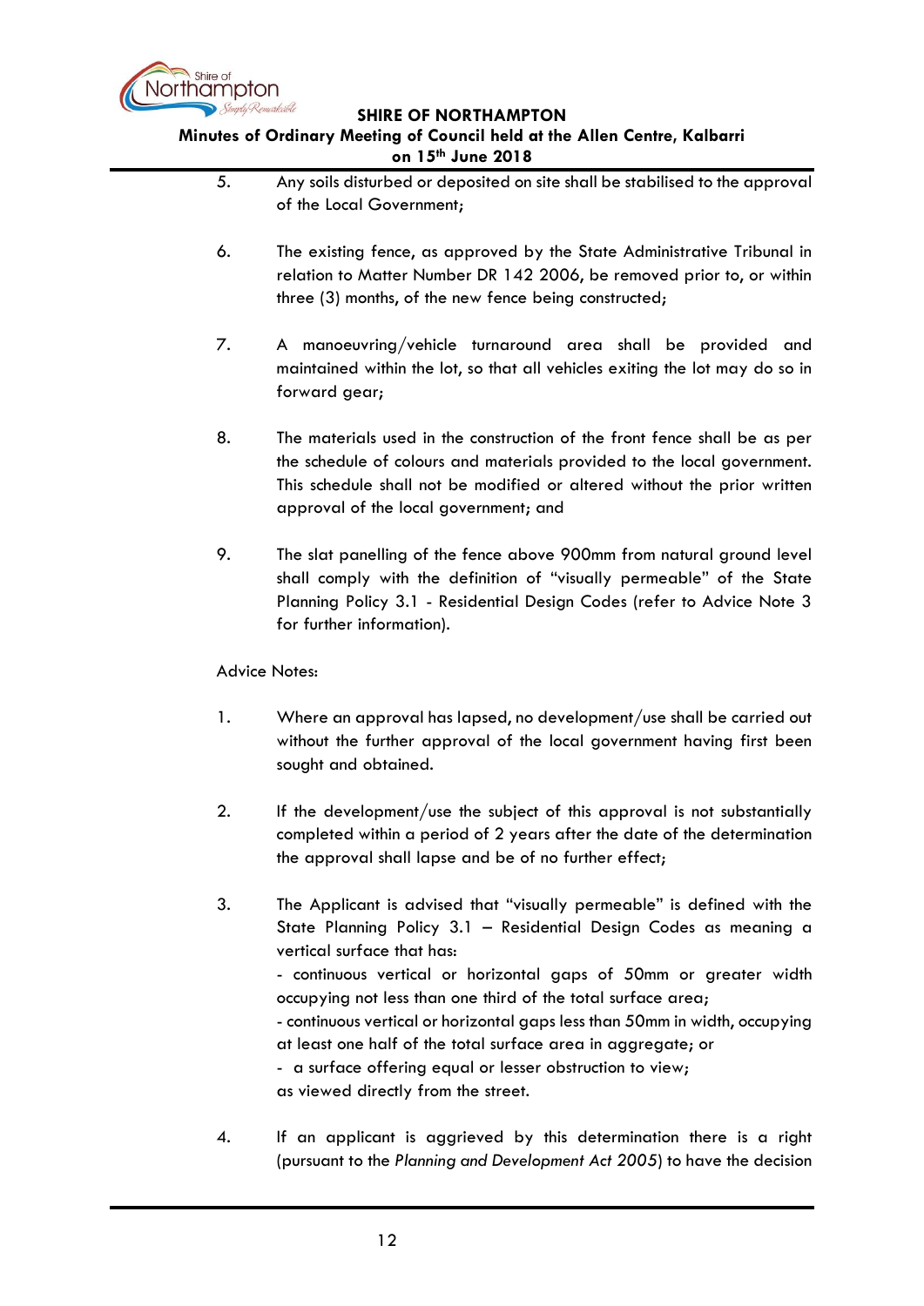5. Any soils disturbed or deposited on site shall be stabilised to the approval of the Local Government;

6. The existing fence, as approved by the State Administrative Tribunal in relation to Matter Number DR 142 2006, be removed prior to, or within three (3) months, of the new fence being constructed;

7. A manoeuvring/vehicle turnaround area shall be provided and maintained within the lot, so that all vehicles exiting the lot may do so in forward gear;

8. The materials used in the construction of the front fence shall be as per the schedule of colours and materials provided to the local government. This schedule shall not be modified or altered without the prior written approval of the local government; and

9. The slat panelling of the fence above 900mm from natural ground level shall comply with the definition of "visually permeable" of the State Planning Policy 3.1 - Residential Design Codes (refer to Advice Note 3 for further information).

Advice Notes:

1. Where an approval has lapsed, no development/use shall be carried out without the further approval of the local government having first been sought and obtained.

2. If the development/use the subject of this approval is not substantially completed within a period of 2 years after the date of the determination the approval shall lapse and be of no further effect;

3. The Applicant is advised that "visually permeable" is defined with the State Planning Policy 3.1 – Residential Design Codes as meaning a vertical surface that has:
   - continuous vertical or horizontal gaps of 50mm or greater width occupying not less than one third of the total surface area;
   - continuous vertical or horizontal gaps less than 50mm in width, occupying at least one half of the total surface area in aggregate; or
   - a surface offering equal or lesser obstruction to view;

   as viewed directly from the street.

4. If an applicant is aggrieved by this determination there is a right (pursuant to the *Planning and Development Act 2005*) to have the decision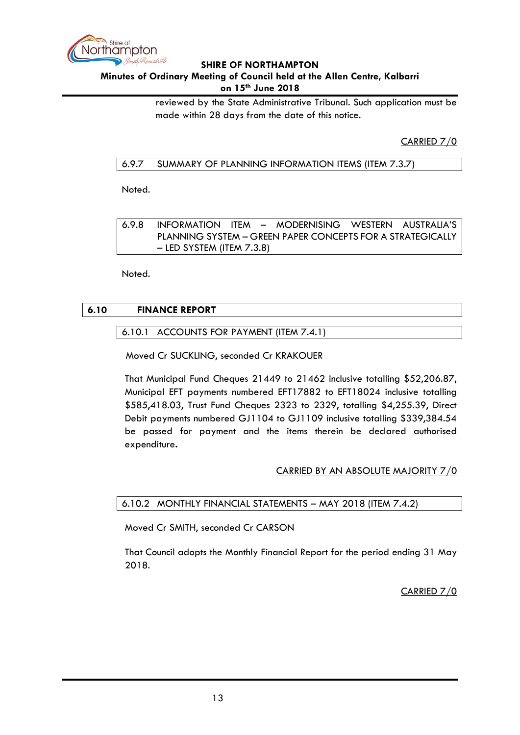reviewed by the State Administrative Tribunal. Such application must be made within 28 days from the date of this notice.

CARRIED 7/0

### 6.9.7 SUMMARY OF PLANNING INFORMATION ITEMS (ITEM 7.3.7)

Noted.

### 6.9.8 INFORMATION ITEM – MODERNISING WESTERN AUSTRALIA'S PLANNING SYSTEM – GREEN PAPER CONCEPTS FOR A STRATEGICALLY – LED SYSTEM (ITEM 7.3.8)

Noted.

## 6.10 FINANCE REPORT

### 6.10.1 ACCOUNTS FOR PAYMENT (ITEM 7.4.1)

Moved Cr SUCKLING, seconded Cr KRAKOUER

That Municipal Fund Cheques 21449 to 21462 inclusive totalling $52,206.87, Municipal EFT payments numbered EFT17882 to EFT18024 inclusive totalling $585,418.03, Trust Fund Cheques 2323 to 2329, totalling $4,255.39, Direct Debit payments numbered GJ1104 to GJ1109 inclusive totalling $339,384.54 be passed for payment and the items therein be declared authorised expenditure.

CARRIED BY AN ABSOLUTE MAJORITY 7/0

### 6.10.2 MONTHLY FINANCIAL STATEMENTS – MAY 2018 (ITEM 7.4.2)

Moved Cr SMITH, seconded Cr CARSON

That Council adopts the Monthly Financial Report for the period ending 31 May 2018.

CARRIED 7/0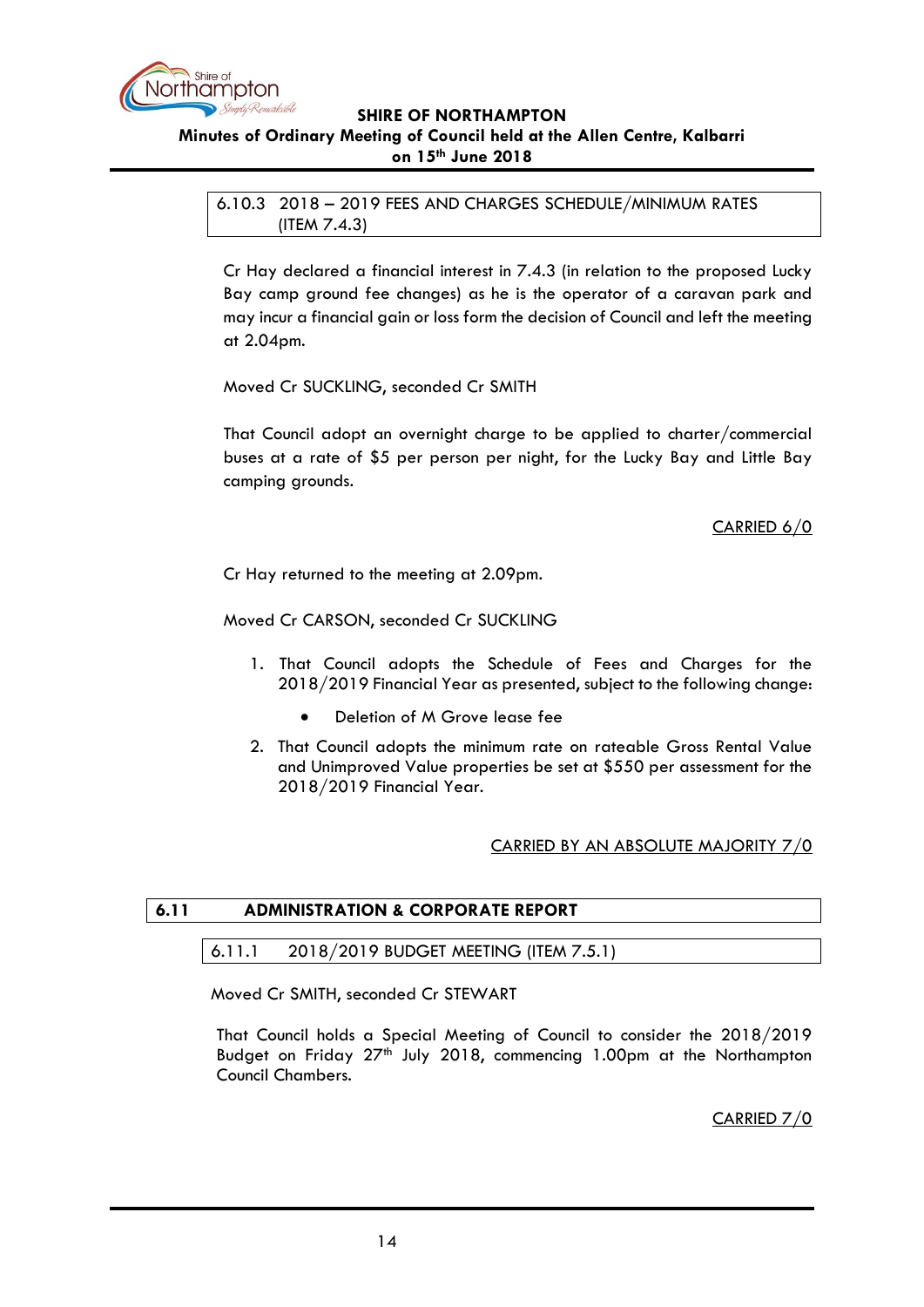### 6.10.3 2018 – 2019 FEES AND CHARGES SCHEDULE/MINIMUM RATES (ITEM 7.4.3)

Cr Hay declared a financial interest in 7.4.3 (in relation to the proposed Lucky Bay camp ground fee changes) as he is the operator of a caravan park and may incur a financial gain or loss form the decision of Council and left the meeting at 2.04pm.

Moved Cr SUCKLING, seconded Cr SMITH

That Council adopt an overnight charge to be applied to charter/commercial buses at a rate of $5 per person per night, for the Lucky Bay and Little Bay camping grounds.

<u>CARRIED 6/0</u>

Cr Hay returned to the meeting at 2.09pm.

Moved Cr CARSON, seconded Cr SUCKLING

1. That Council adopts the Schedule of Fees and Charges for the 2018/2019 Financial Year as presented, subject to the following change:
    - Deletion of M Grove lease fee
2. That Council adopts the minimum rate on rateable Gross Rental Value and Unimproved Value properties be set at $550 per assessment for the 2018/2019 Financial Year.

<u>CARRIED BY AN ABSOLUTE MAJORITY 7/0</u>

## 6.11 ADMINISTRATION & CORPORATE REPORT

### 6.11.1 2018/2019 BUDGET MEETING (ITEM 7.5.1)

Moved Cr SMITH, seconded Cr STEWART

That Council holds a Special Meeting of Council to consider the 2018/2019 Budget on Friday 27th July 2018, commencing 1.00pm at the Northampton Council Chambers.

<u>CARRIED 7/0</u>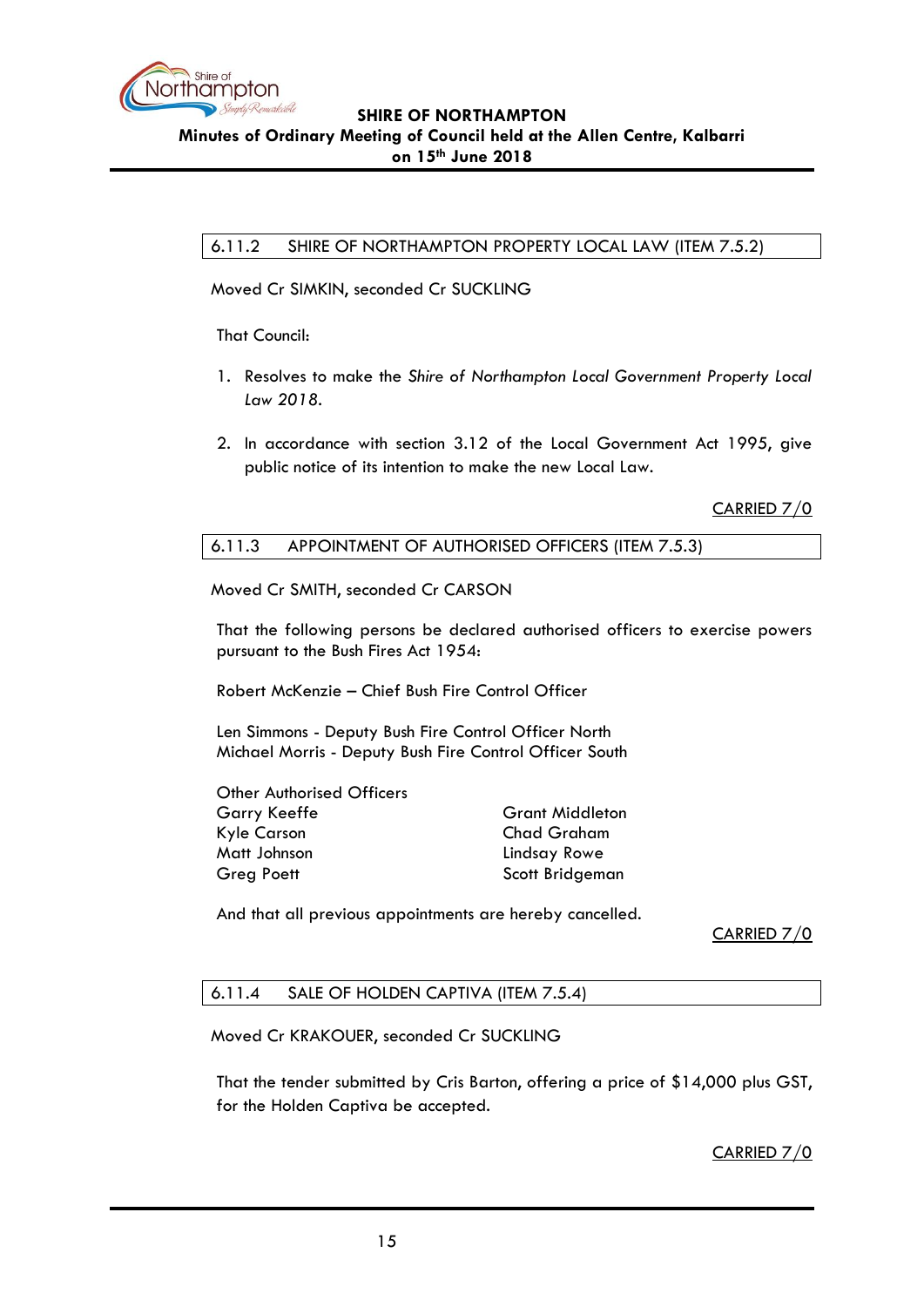### 6.11.2 SHIRE OF NORTHAMPTON PROPERTY LOCAL LAW (ITEM 7.5.2)

Moved Cr SIMKIN, seconded Cr SUCKLING

That Council:

1. Resolves to make the *Shire of Northampton Local Government Property Local Law 2018*.

2. In accordance with section 3.12 of the Local Government Act 1995, give public notice of its intention to make the new Local Law.

<u>CARRIED 7/0</u>

### 6.11.3 APPOINTMENT OF AUTHORISED OFFICERS (ITEM 7.5.3)

Moved Cr SMITH, seconded Cr CARSON

That the following persons be declared authorised officers to exercise powers pursuant to the Bush Fires Act 1954:

Robert McKenzie – Chief Bush Fire Control Officer

Len Simmons - Deputy Bush Fire Control Officer North
Michael Morris - Deputy Bush Fire Control Officer South

Other Authorised Officers

| | |
|---|---|
| Garry Keeffe | Grant Middleton |
| Kyle Carson | Chad Graham |
| Matt Johnson | Lindsay Rowe |
| Greg Poett | Scott Bridgeman |

And that all previous appointments are hereby cancelled.

<u>CARRIED 7/0</u>

### 6.11.4 SALE OF HOLDEN CAPTIVA (ITEM 7.5.4)

Moved Cr KRAKOUER, seconded Cr SUCKLING

That the tender submitted by Cris Barton, offering a price of $14,000 plus GST, for the Holden Captiva be accepted.

<u>CARRIED 7/0</u>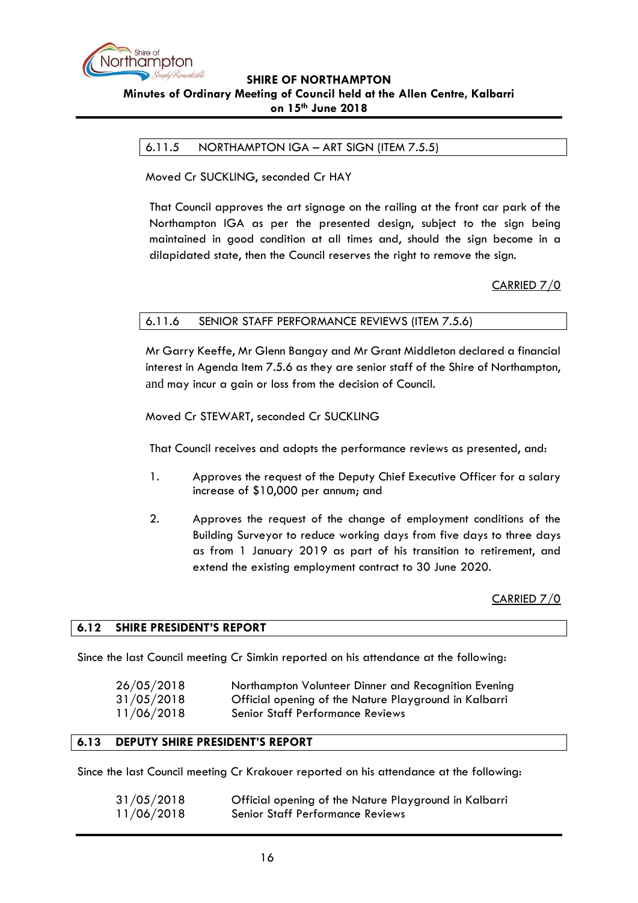### 6.11.5 NORTHAMPTON IGA – ART SIGN (ITEM 7.5.5)

Moved Cr SUCKLING, seconded Cr HAY

That Council approves the art signage on the railing at the front car park of the Northampton IGA as per the presented design, subject to the sign being maintained in good condition at all times and, should the sign become in a dilapidated state, then the Council reserves the right to remove the sign.

CARRIED 7/0

### 6.11.6 SENIOR STAFF PERFORMANCE REVIEWS (ITEM 7.5.6)

Mr Garry Keeffe, Mr Glenn Bangay and Mr Grant Middleton declared a financial interest in Agenda Item 7.5.6 as they are senior staff of the Shire of Northampton, and may incur a gain or loss from the decision of Council.

Moved Cr STEWART, seconded Cr SUCKLING

That Council receives and adopts the performance reviews as presented, and:

1. Approves the request of the Deputy Chief Executive Officer for a salary increase of $10,000 per annum; and

2. Approves the request of the change of employment conditions of the Building Surveyor to reduce working days from five days to three days as from 1 January 2019 as part of his transition to retirement, and extend the existing employment contract to 30 June 2020.

CARRIED 7/0

## 6.12 SHIRE PRESIDENT'S REPORT

Since the last Council meeting Cr Simkin reported on his attendance at the following:

| | |
|---|---|
| 26/05/2018 | Northampton Volunteer Dinner and Recognition Evening |
| 31/05/2018 | Official opening of the Nature Playground in Kalbarri |
| 11/06/2018 | Senior Staff Performance Reviews |

## 6.13 DEPUTY SHIRE PRESIDENT'S REPORT

Since the last Council meeting Cr Krakouer reported on his attendance at the following:

| | |
|---|---|
| 31/05/2018 | Official opening of the Nature Playground in Kalbarri |
| 11/06/2018 | Senior Staff Performance Reviews |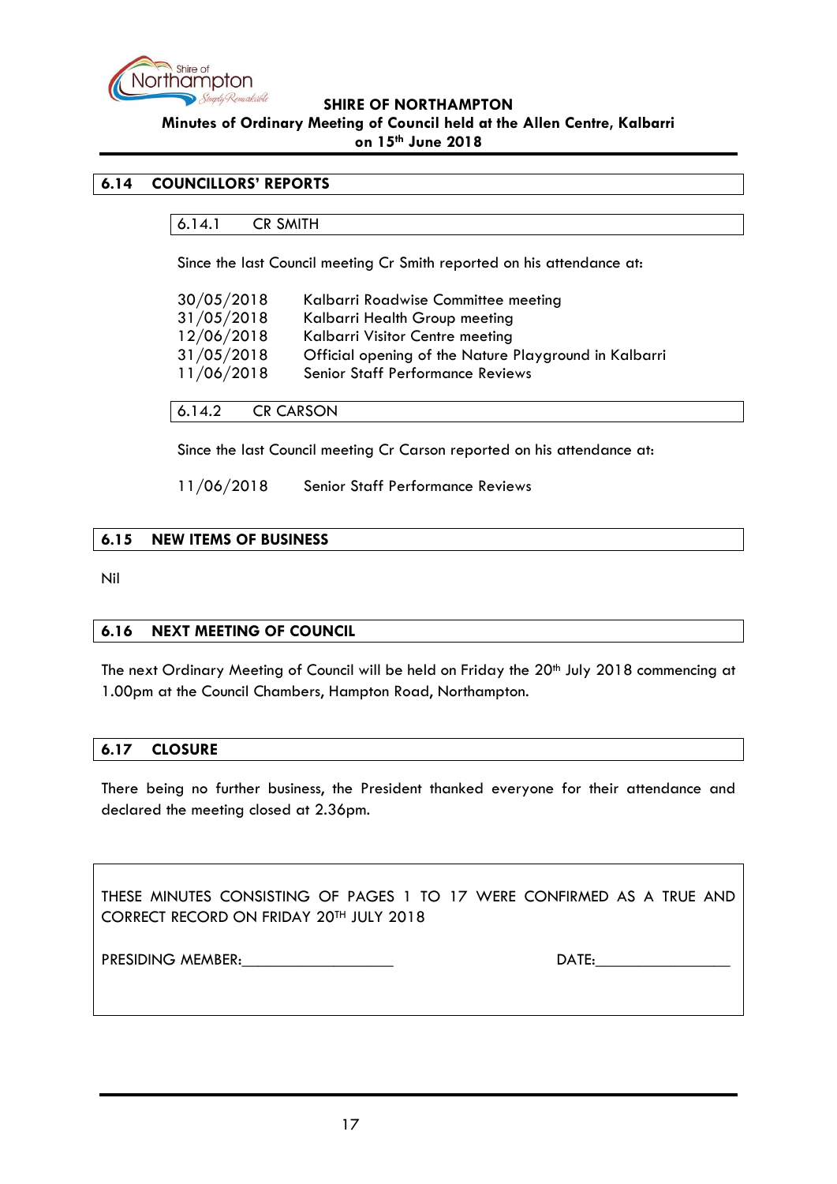## 6.14 COUNCILLORS' REPORTS

### 6.14.1 CR SMITH

Since the last Council meeting Cr Smith reported on his attendance at:

| | |
|---|---|
| 30/05/2018 | Kalbarri Roadwise Committee meeting |
| 31/05/2018 | Kalbarri Health Group meeting |
| 12/06/2018 | Kalbarri Visitor Centre meeting |
| 31/05/2018 | Official opening of the Nature Playground in Kalbarri |
| 11/06/2018 | Senior Staff Performance Reviews |

### 6.14.2 CR CARSON

Since the last Council meeting Cr Carson reported on his attendance at:

| | |
|---|---|
| 11/06/2018 | Senior Staff Performance Reviews |

## 6.15 NEW ITEMS OF BUSINESS

Nil

## 6.16 NEXT MEETING OF COUNCIL

The next Ordinary Meeting of Council will be held on Friday the 20th July 2018 commencing at 1.00pm at the Council Chambers, Hampton Road, Northampton.

## 6.17 CLOSURE

There being no further business, the President thanked everyone for their attendance and declared the meeting closed at 2.36pm.

THESE MINUTES CONSISTING OF PAGES 1 TO 17 WERE CONFIRMED AS A TRUE AND CORRECT RECORD ON FRIDAY 20TH JULY 2018

PRESIDING MEMBER:___________________ DATE:_________________